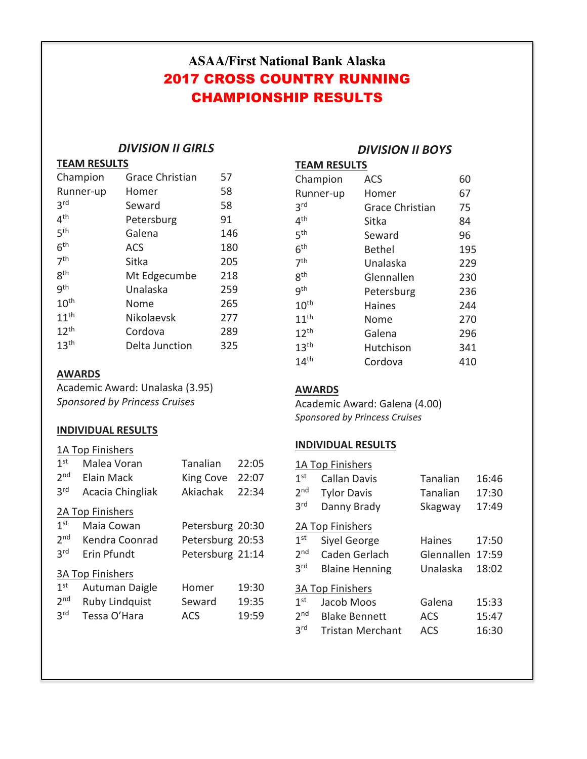# ASAA/First National Bank Alaska

# 2017 CROSS COUNTRY RUNNING CHAMPIONSHIP RESULTS

## *DIVISION II GIRLS*

### TEAM RESULTS

| | | |
|---|---|---|
| Champion | Grace Christian | 57 |
| Runner-up | Homer | 58 |
| 3rd | Seward | 58 |
| 4th | Petersburg | 91 |
| 5th | Galena | 146 |
| 6th | ACS | 180 |
| 7th | Sitka | 205 |
| 8th | Mt Edgecumbe | 218 |
| 9th | Unalaska | 259 |
| 10th | Nome | 265 |
| 11th | Nikolaevsk | 277 |
| 12th | Cordova | 289 |
| 13th | Delta Junction | 325 |

### AWARDS

Academic Award: Unalaska (3.95)
*Sponsored by Princess Cruises*

### INDIVIDUAL RESULTS

**1A Top Finishers**

| | | | |
|---|---|---|---|
| 1st | Malea Voran | Tanalian | 22:05 |
| 2nd | Elain Mack | King Cove | 22:07 |
| 3rd | Acacia Chingliak | Akiachak | 22:34 |

**2A Top Finishers**

| | | | |
|---|---|---|---|
| 1st | Maia Cowan | Petersburg | 20:30 |
| 2nd | Kendra Coonrad | Petersburg | 20:53 |
| 3rd | Erin Pfundt | Petersburg | 21:14 |

**3A Top Finishers**

| | | | |
|---|---|---|---|
| 1st | Autuman Daigle | Homer | 19:30 |
| 2nd | Ruby Lindquist | Seward | 19:35 |
| 3rd | Tessa O'Hara | ACS | 19:59 |

## *DIVISION II BOYS*

### TEAM RESULTS

| | | |
|---|---|---|
| Champion | ACS | 60 |
| Runner-up | Homer | 67 |
| 3rd | Grace Christian | 75 |
| 4th | Sitka | 84 |
| 5th | Seward | 96 |
| 6th | Bethel | 195 |
| 7th | Unalaska | 229 |
| 8th | Glennallen | 230 |
| 9th | Petersburg | 236 |
| 10th | Haines | 244 |
| 11th | Nome | 270 |
| 12th | Galena | 296 |
| 13th | Hutchison | 341 |
| 14th | Cordova | 410 |

### AWARDS

Academic Award: Galena (4.00)
*Sponsored by Princess Cruises*

### INDIVIDUAL RESULTS

**1A Top Finishers**

| | | | |
|---|---|---|---|
| 1st | Callan Davis | Tanalian | 16:46 |
| 2nd | Tylor Davis | Tanalian | 17:30 |
| 3rd | Danny Brady | Skagway | 17:49 |

**2A Top Finishers**

| | | | |
|---|---|---|---|
| 1st | Siyel George | Haines | 17:50 |
| 2nd | Caden Gerlach | Glennallen | 17:59 |
| 3rd | Blaine Henning | Unalaska | 18:02 |

**3A Top Finishers**

| | | | |
|---|---|---|---|
| 1st | Jacob Moos | Galena | 15:33 |
| 2nd | Blake Bennett | ACS | 15:47 |
| 3rd | Tristan Merchant | ACS | 16:30 |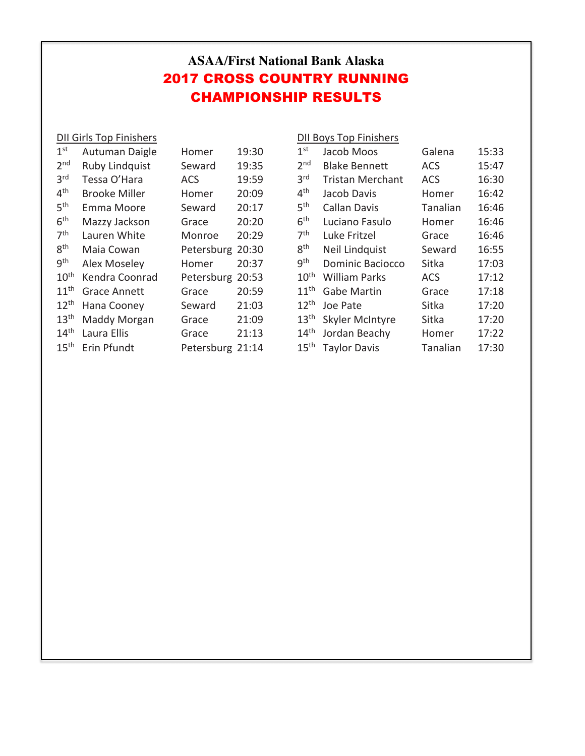# ASAA/First National Bank Alaska

## 2017 CROSS COUNTRY RUNNING CHAMPIONSHIP RESULTS

### DII Girls Top Finishers

| Place | Name | School | Time |
|---|---|---|---|
| 1st | Autuman Daigle | Homer | 19:30 |
| 2nd | Ruby Lindquist | Seward | 19:35 |
| 3rd | Tessa O'Hara | ACS | 19:59 |
| 4th | Brooke Miller | Homer | 20:09 |
| 5th | Emma Moore | Seward | 20:17 |
| 6th | Mazzy Jackson | Grace | 20:20 |
| 7th | Lauren White | Monroe | 20:29 |
| 8th | Maia Cowan | Petersburg | 20:30 |
| 9th | Alex Moseley | Homer | 20:37 |
| 10th | Kendra Coonrad | Petersburg | 20:53 |
| 11th | Grace Annett | Grace | 20:59 |
| 12th | Hana Cooney | Seward | 21:03 |
| 13th | Maddy Morgan | Grace | 21:09 |
| 14th | Laura Ellis | Grace | 21:13 |
| 15th | Erin Pfundt | Petersburg | 21:14 |

### DII Boys Top Finishers

| Place | Name | School | Time |
|---|---|---|---|
| 1st | Jacob Moos | Galena | 15:33 |
| 2nd | Blake Bennett | ACS | 15:47 |
| 3rd | Tristan Merchant | ACS | 16:30 |
| 4th | Jacob Davis | Homer | 16:42 |
| 5th | Callan Davis | Tanalian | 16:46 |
| 6th | Luciano Fasulo | Homer | 16:46 |
| 7th | Luke Fritzel | Grace | 16:46 |
| 8th | Neil Lindquist | Seward | 16:55 |
| 9th | Dominic Baciocco | Sitka | 17:03 |
| 10th | William Parks | ACS | 17:12 |
| 11th | Gabe Martin | Grace | 17:18 |
| 12th | Joe Pate | Sitka | 17:20 |
| 13th | Skyler McIntyre | Sitka | 17:20 |
| 14th | Jordan Beachy | Homer | 17:22 |
| 15th | Taylor Davis | Tanalian | 17:30 |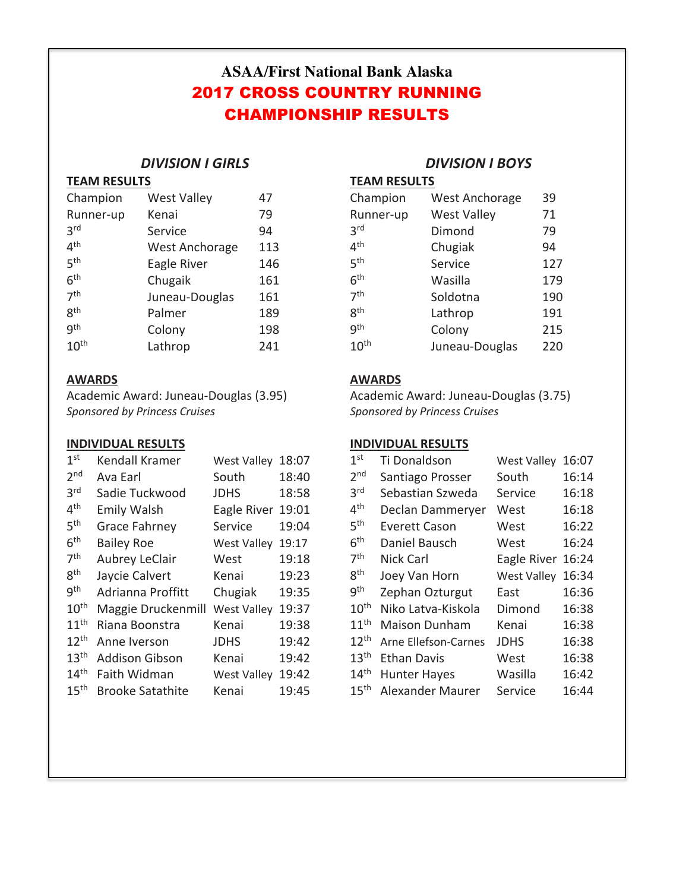**ASAA/First National Bank Alaska**

# 2017 CROSS COUNTRY RUNNING CHAMPIONSHIP RESULTS

## *DIVISION I GIRLS*

**TEAM RESULTS**

| | | |
|---|---|---|
| Champion | West Valley | 47 |
| Runner-up | Kenai | 79 |
| 3rd | Service | 94 |
| 4th | West Anchorage | 113 |
| 5th | Eagle River | 146 |
| 6th | Chugaik | 161 |
| 7th | Juneau-Douglas | 161 |
| 8th | Palmer | 189 |
| 9th | Colony | 198 |
| 10th | Lathrop | 241 |

**AWARDS**

Academic Award: Juneau-Douglas (3.95)
*Sponsored by Princess Cruises*

**INDIVIDUAL RESULTS**

| | | | |
|---|---|---|---|
| 1st | Kendall Kramer | West Valley | 18:07 |
| 2nd | Ava Earl | South | 18:40 |
| 3rd | Sadie Tuckwood | JDHS | 18:58 |
| 4th | Emily Walsh | Eagle River | 19:01 |
| 5th | Grace Fahrney | Service | 19:04 |
| 6th | Bailey Roe | West Valley | 19:17 |
| 7th | Aubrey LeClair | West | 19:18 |
| 8th | Jaycie Calvert | Kenai | 19:23 |
| 9th | Adrianna Proffitt | Chugiak | 19:35 |
| 10th | Maggie Druckenmill | West Valley | 19:37 |
| 11th | Riana Boonstra | Kenai | 19:38 |
| 12th | Anne Iverson | JDHS | 19:42 |
| 13th | Addison Gibson | Kenai | 19:42 |
| 14th | Faith Widman | West Valley | 19:42 |
| 15th | Brooke Satathite | Kenai | 19:45 |

## *DIVISION I BOYS*

**TEAM RESULTS**

| | | |
|---|---|---|
| Champion | West Anchorage | 39 |
| Runner-up | West Valley | 71 |
| 3rd | Dimond | 79 |
| 4th | Chugiak | 94 |
| 5th | Service | 127 |
| 6th | Wasilla | 179 |
| 7th | Soldotna | 190 |
| 8th | Lathrop | 191 |
| 9th | Colony | 215 |
| 10th | Juneau-Douglas | 220 |

**AWARDS**

Academic Award: Juneau-Douglas (3.75)
*Sponsored by Princess Cruises*

**INDIVIDUAL RESULTS**

| | | | |
|---|---|---|---|
| 1st | Ti Donaldson | West Valley | 16:07 |
| 2nd | Santiago Prosser | South | 16:14 |
| 3rd | Sebastian Szweda | Service | 16:18 |
| 4th | Declan Dammeryer | West | 16:18 |
| 5th | Everett Cason | West | 16:22 |
| 6th | Daniel Bausch | West | 16:24 |
| 7th | Nick Carl | Eagle River | 16:24 |
| 8th | Joey Van Horn | West Valley | 16:34 |
| 9th | Zephan Ozturgut | East | 16:36 |
| 10th | Niko Latva-Kiskola | Dimond | 16:38 |
| 11th | Maison Dunham | Kenai | 16:38 |
| 12th | Arne Ellefson-Carnes | JDHS | 16:38 |
| 13th | Ethan Davis | West | 16:38 |
| 14th | Hunter Hayes | Wasilla | 16:42 |
| 15th | Alexander Maurer | Service | 16:44 |